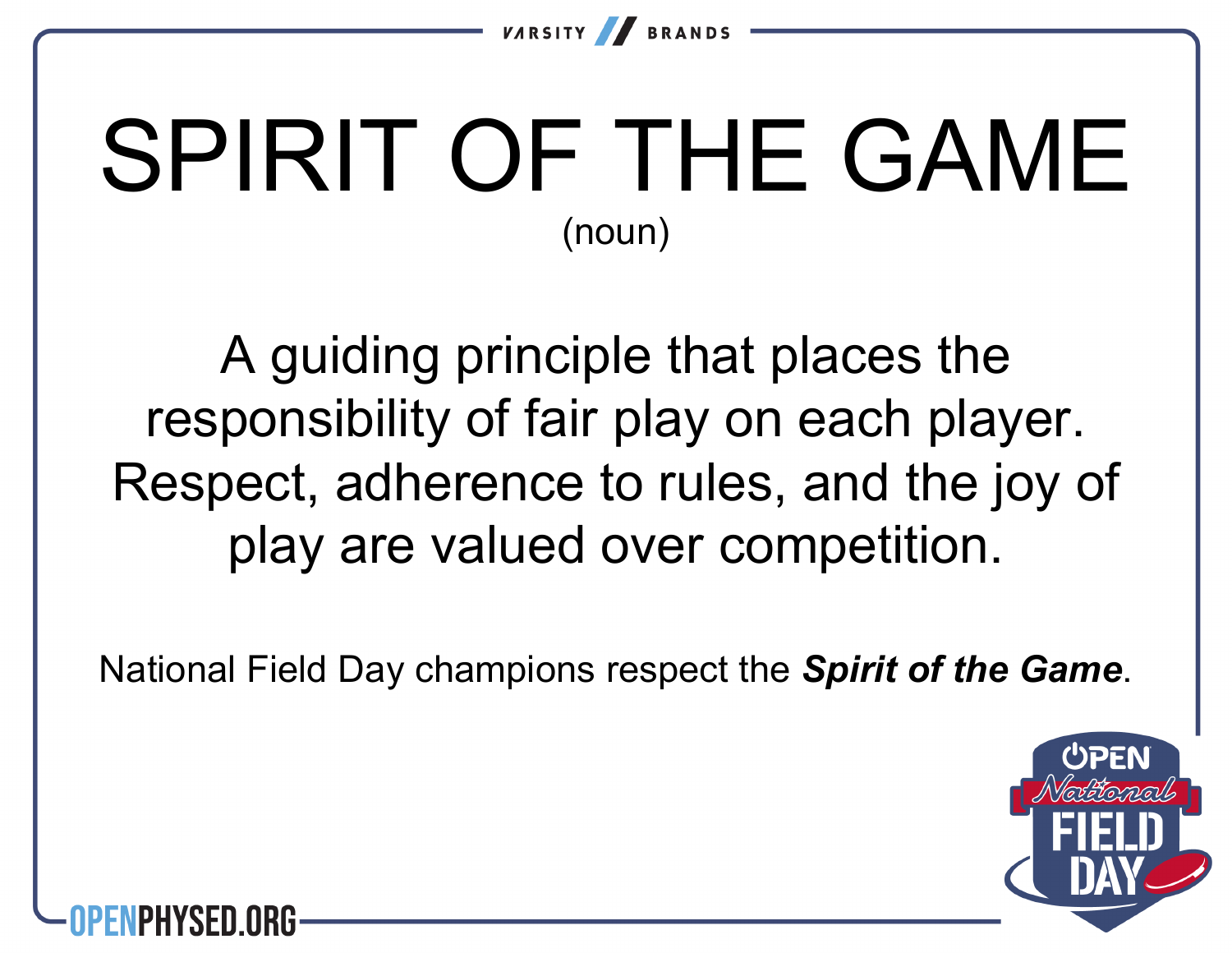# SPIRIT OF THE GAME

(noun)

A guiding principle that places the responsibility of fair play on each player. Respect, adherence to rules, and the joy of play are valued over competition.

National Field Day champions respect the ***Spirit of the Game***.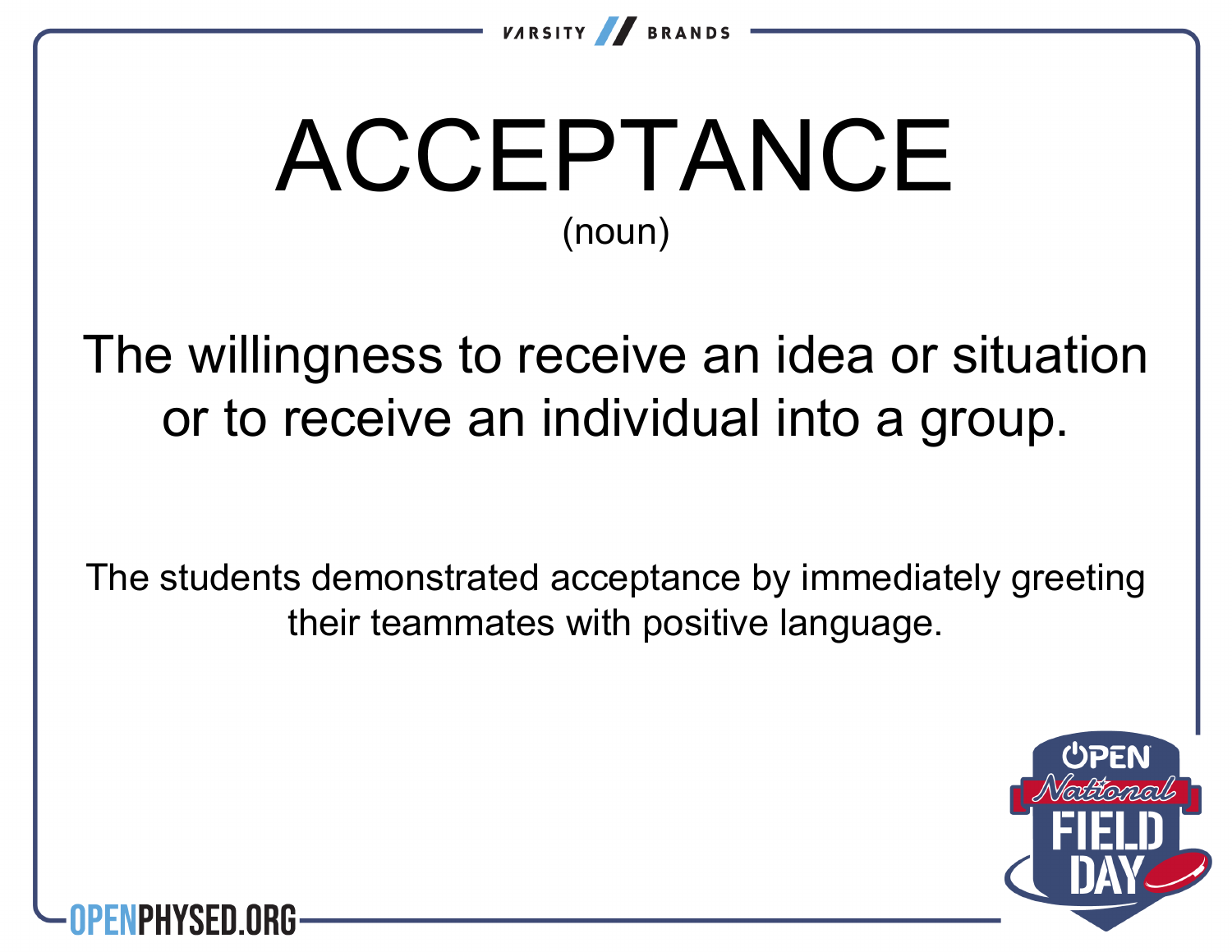# ACCEPTANCE

(noun)

The willingness to receive an idea or situation or to receive an individual into a group.

The students demonstrated acceptance by immediately greeting their teammates with positive language.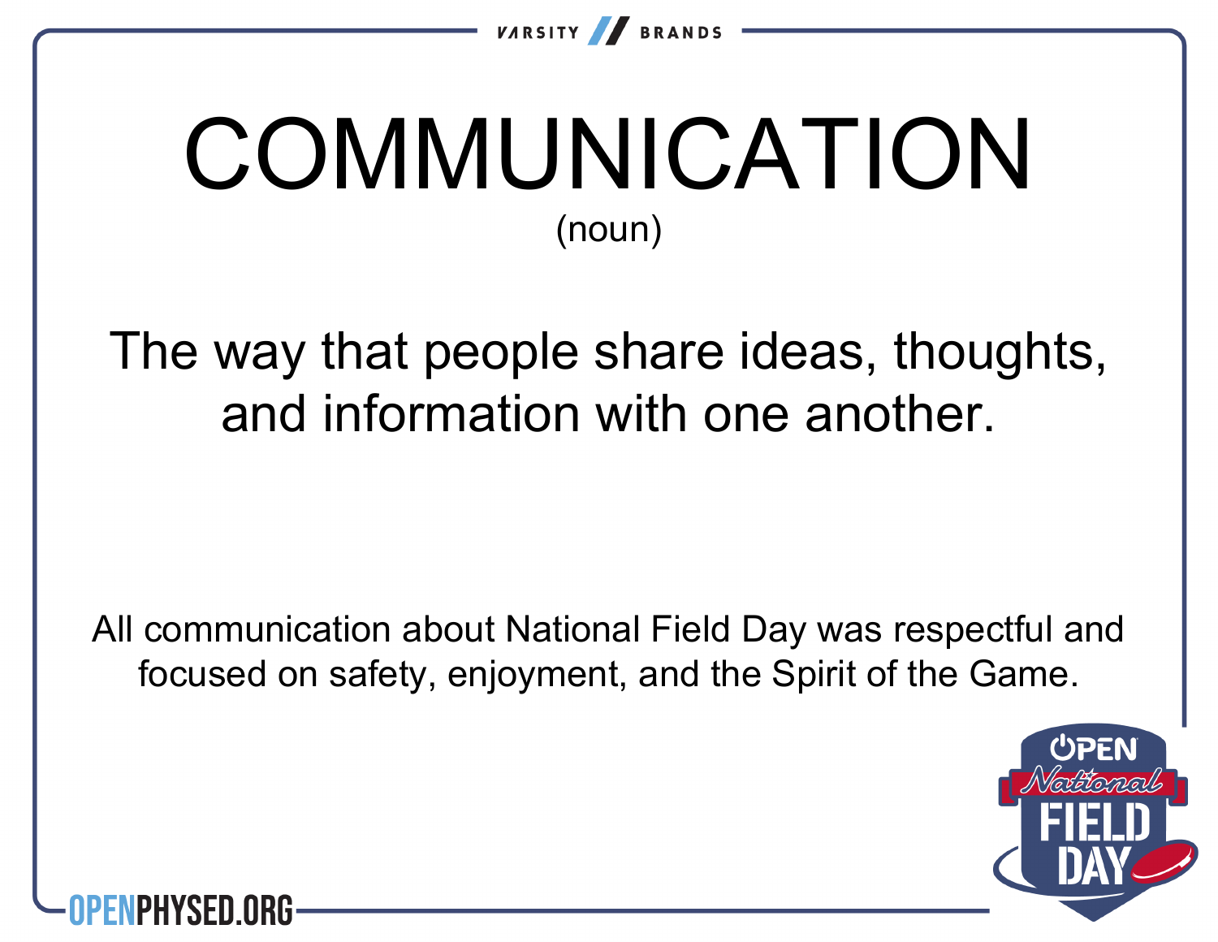# COMMUNICATION

(noun)

The way that people share ideas, thoughts, and information with one another.

All communication about National Field Day was respectful and focused on safety, enjoyment, and the Spirit of the Game.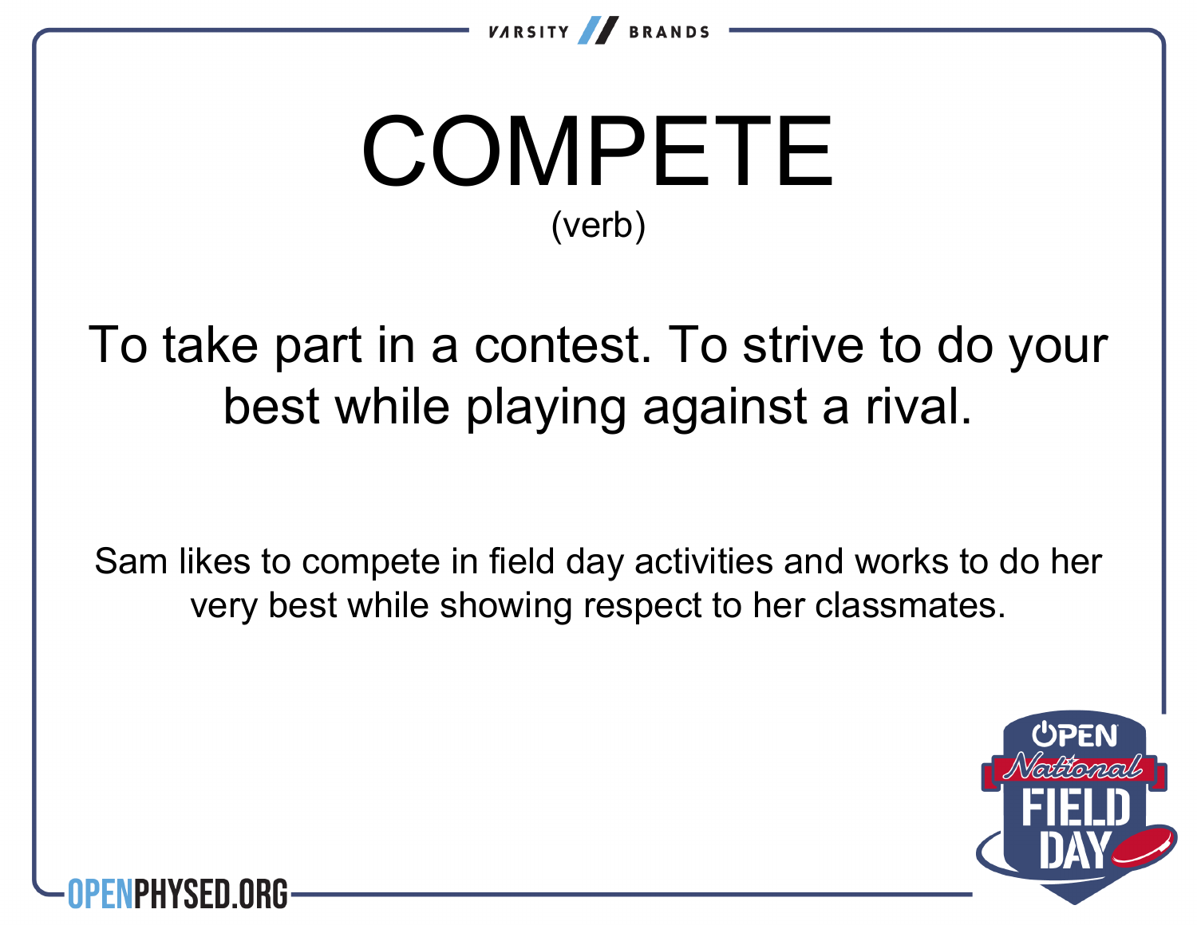# COMPETE

(verb)

To take part in a contest. To strive to do your best while playing against a rival.

Sam likes to compete in field day activities and works to do her very best while showing respect to her classmates.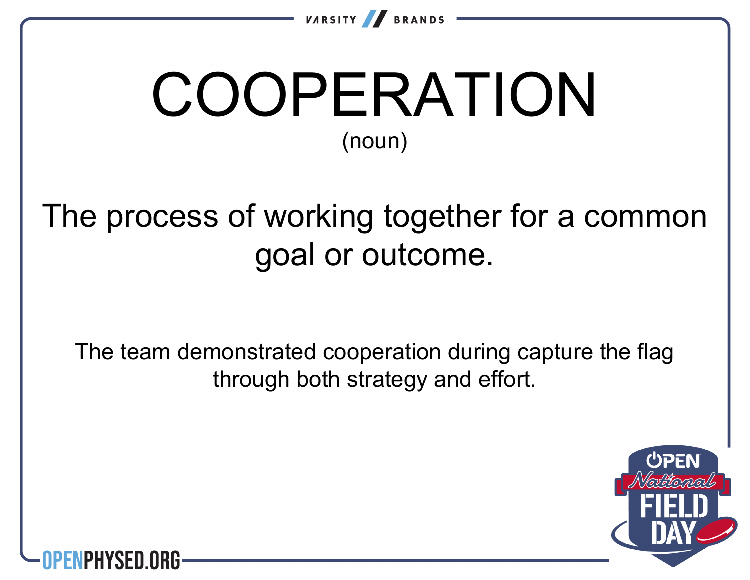# COOPERATION

(noun)

The process of working together for a common goal or outcome.

The team demonstrated cooperation during capture the flag through both strategy and effort.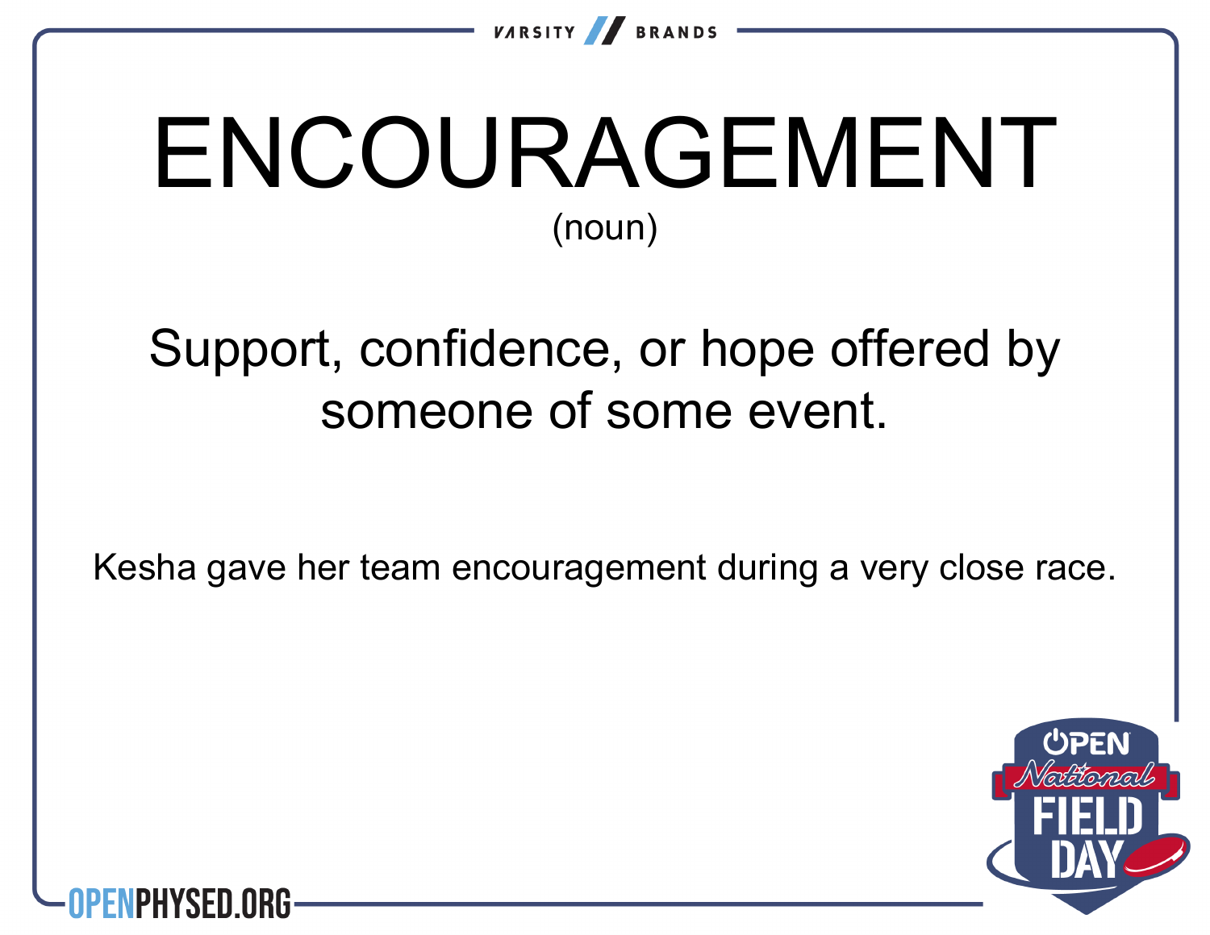# ENCOURAGEMENT

(noun)

Support, confidence, or hope offered by someone of some event.

Kesha gave her team encouragement during a very close race.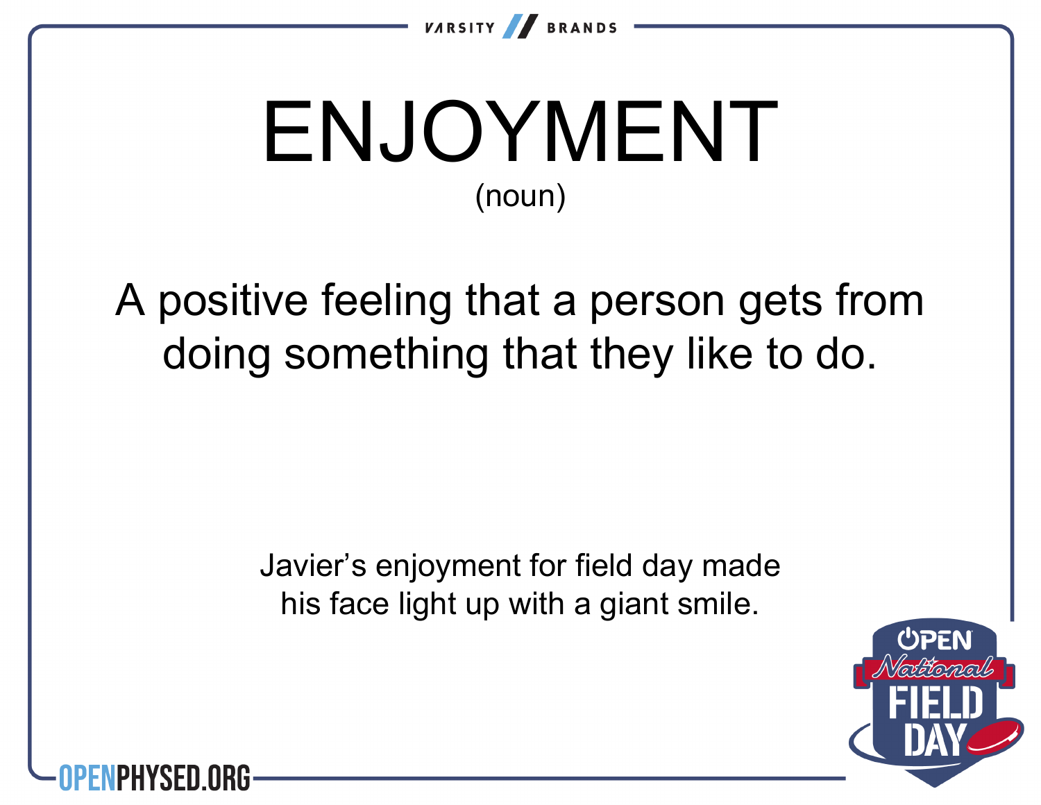# ENJOYMENT

(noun)

A positive feeling that a person gets from doing something that they like to do.

Javier's enjoyment for field day made his face light up with a giant smile.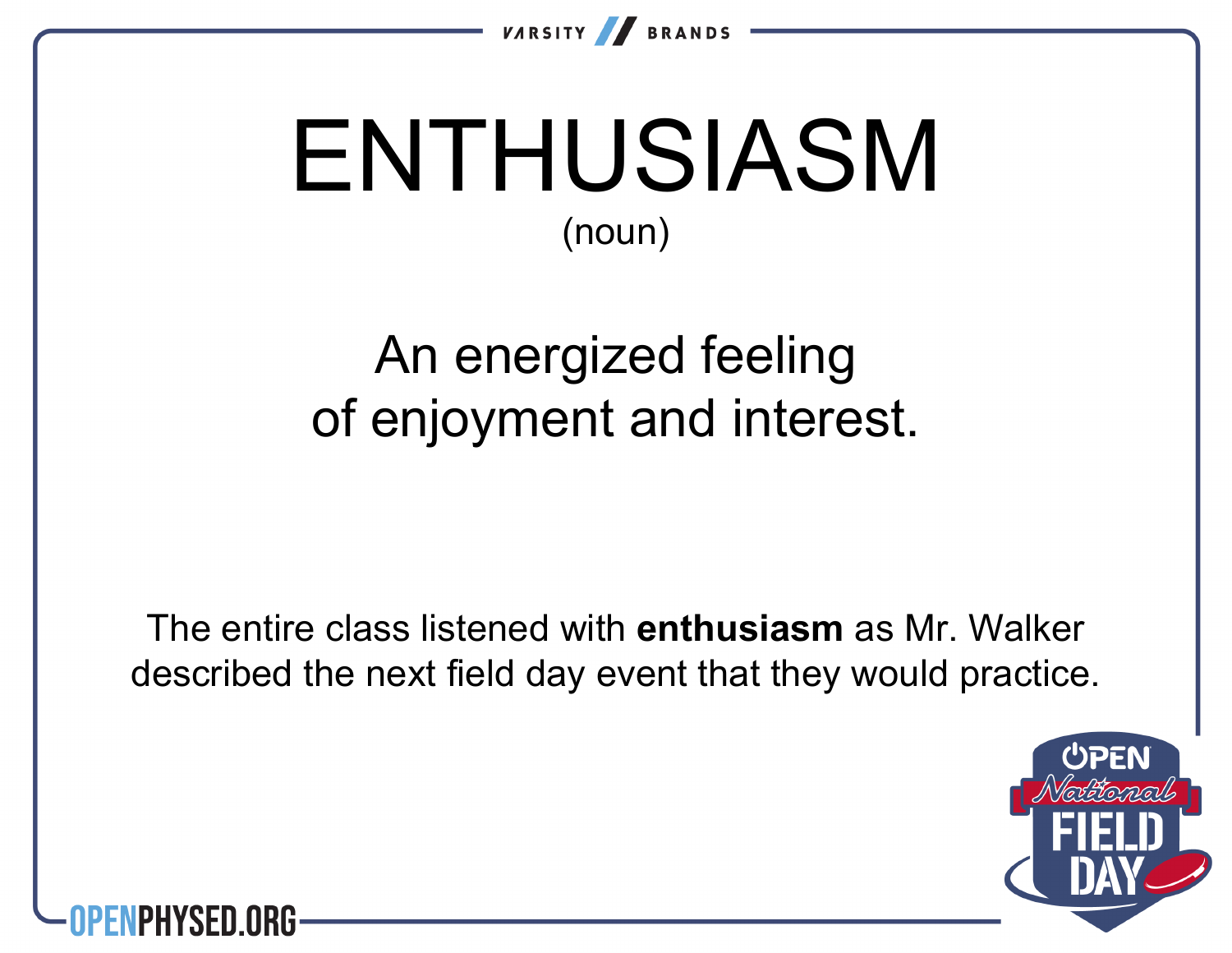# ENTHUSIASM

(noun)

An energized feeling of enjoyment and interest.

The entire class listened with **enthusiasm** as Mr. Walker described the next field day event that they would practice.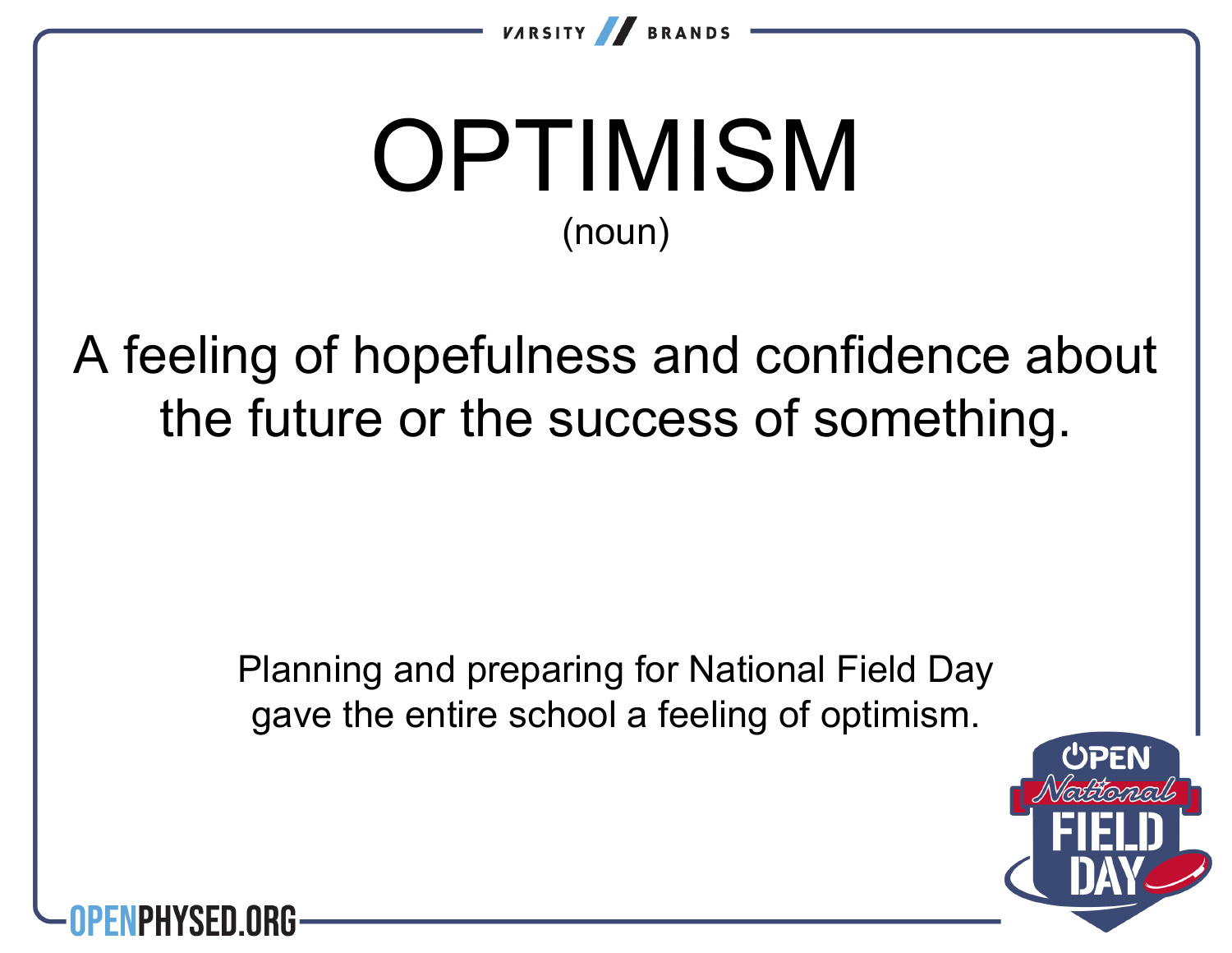# OPTIMISM

(noun)

A feeling of hopefulness and confidence about the future or the success of something.

Planning and preparing for National Field Day gave the entire school a feeling of optimism.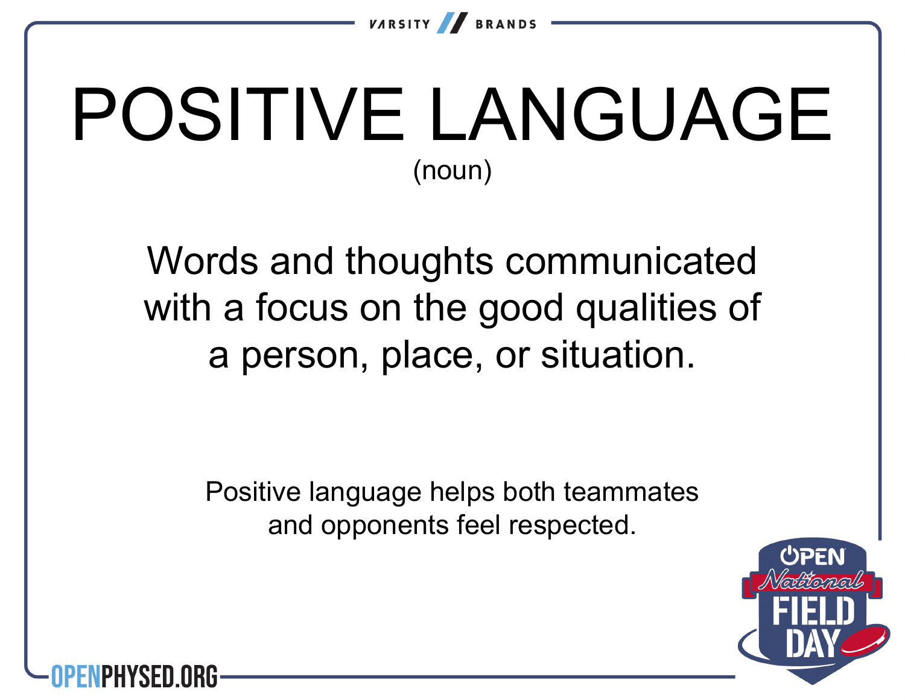# POSITIVE LANGUAGE

(noun)

Words and thoughts communicated with a focus on the good qualities of a person, place, or situation.

Positive language helps both teammates and opponents feel respected.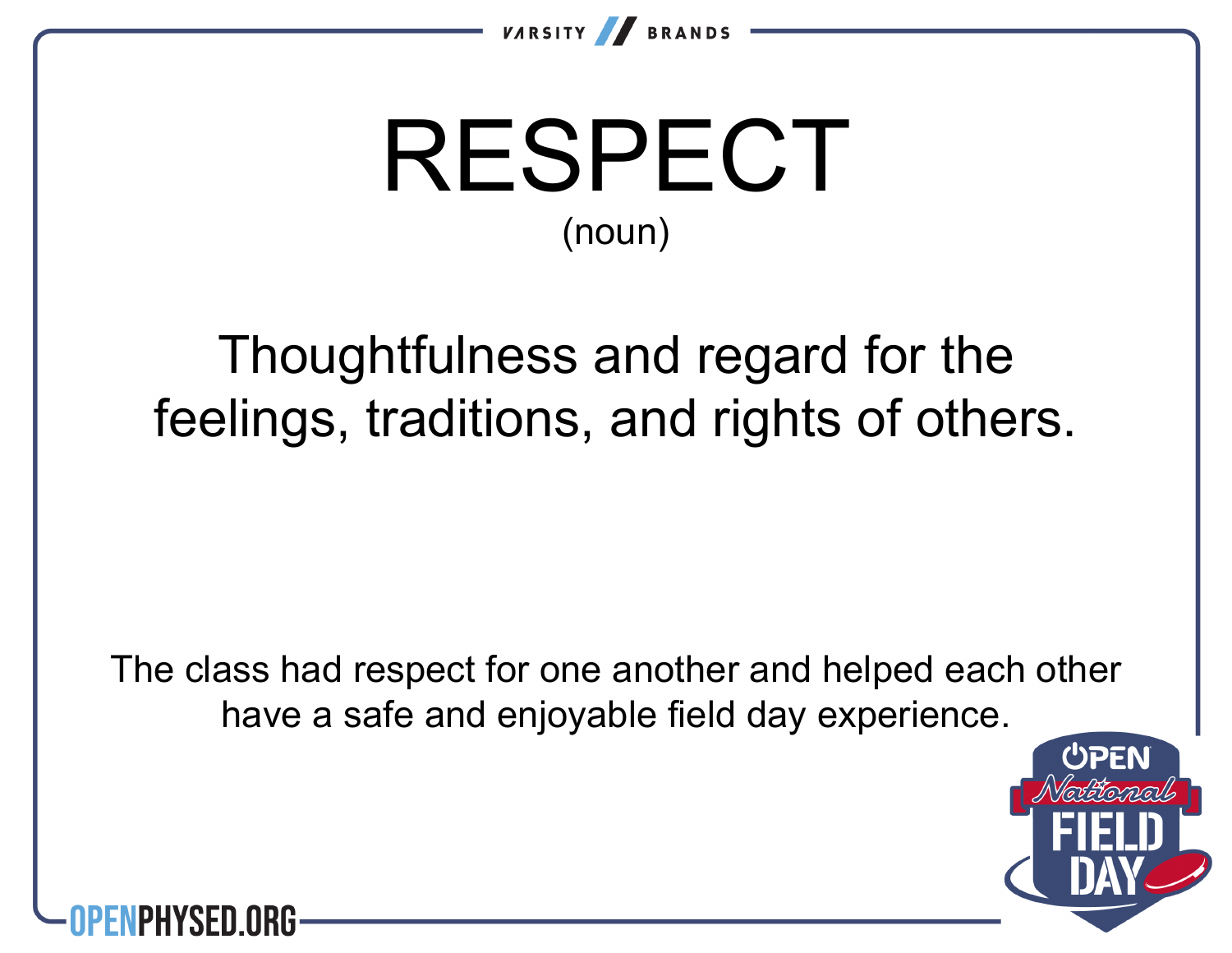# RESPECT

(noun)

Thoughtfulness and regard for the feelings, traditions, and rights of others.

The class had respect for one another and helped each other have a safe and enjoyable field day experience.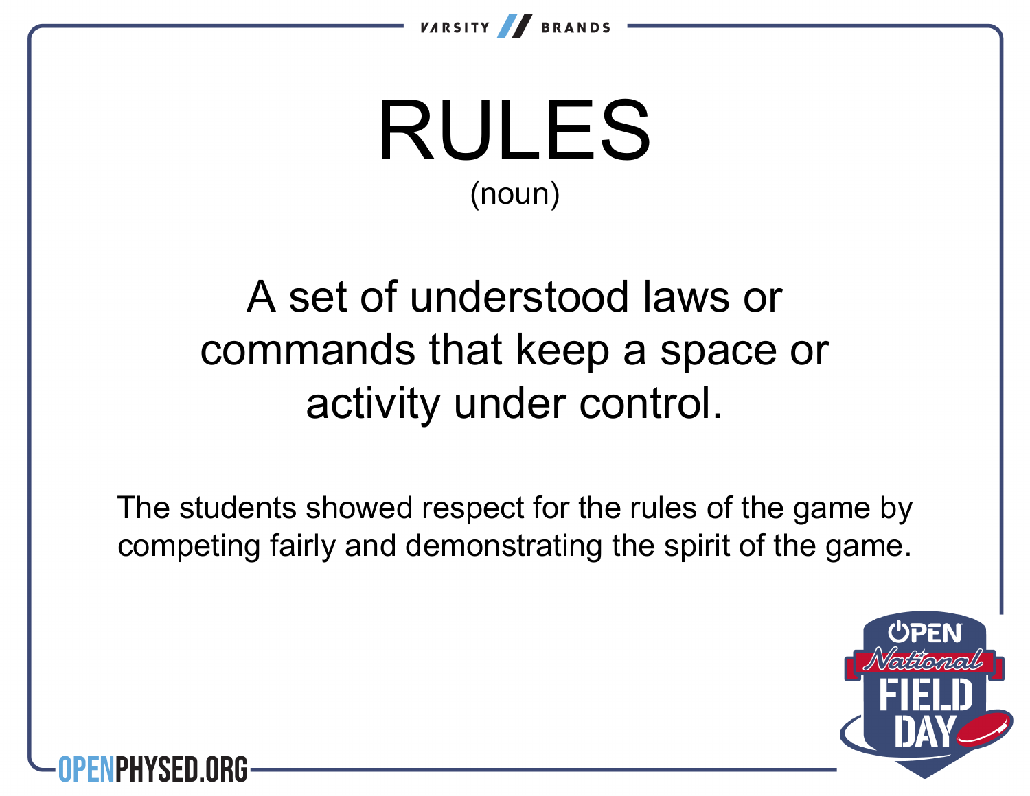# RULES

(noun)

A set of understood laws or commands that keep a space or activity under control.

The students showed respect for the rules of the game by competing fairly and demonstrating the spirit of the game.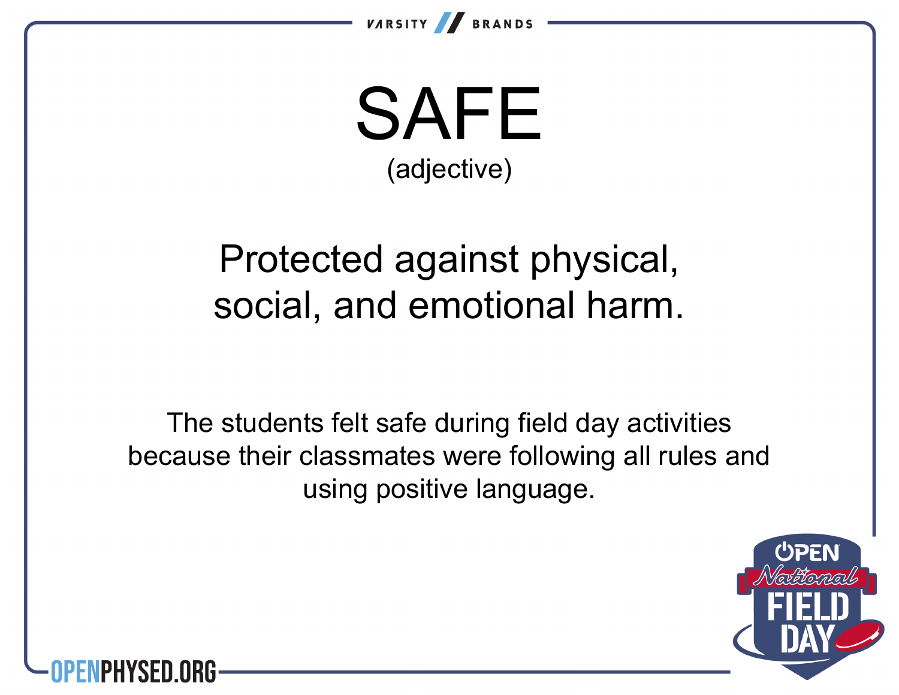# SAFE

(adjective)

Protected against physical, social, and emotional harm.

The students felt safe during field day activities because their classmates were following all rules and using positive language.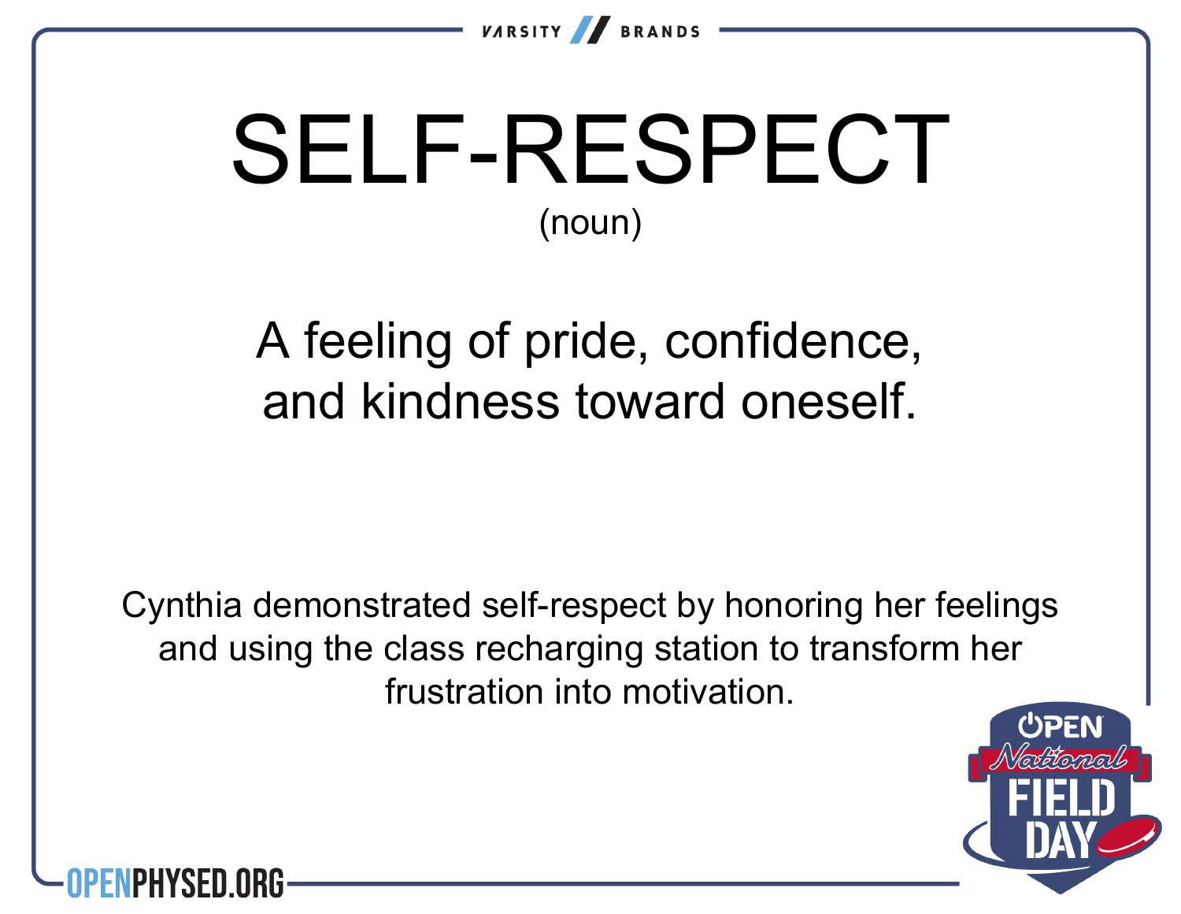# SELF-RESPECT

(noun)

A feeling of pride, confidence, and kindness toward oneself.

Cynthia demonstrated self-respect by honoring her feelings and using the class recharging station to transform her frustration into motivation.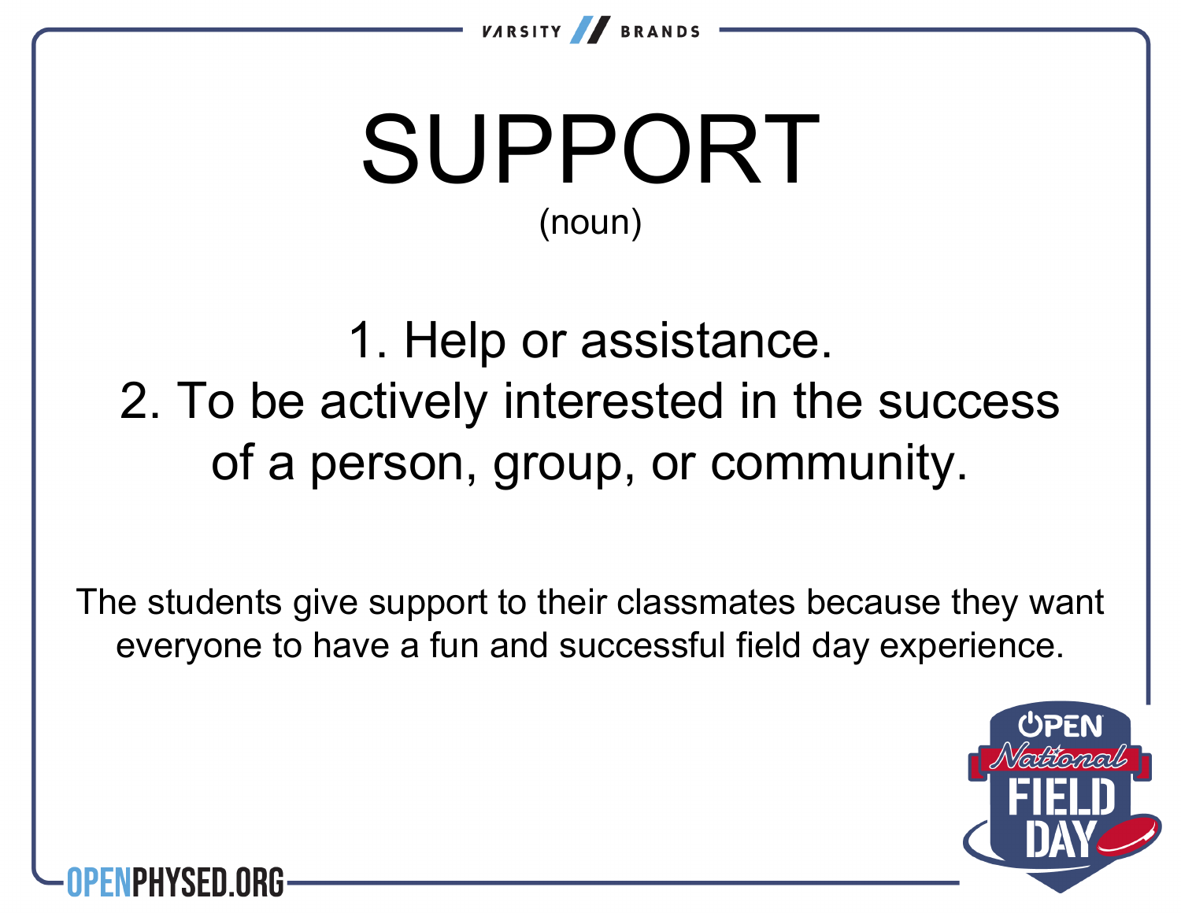# SUPPORT

(noun)

1. Help or assistance.
2. To be actively interested in the success of a person, group, or community.

The students give support to their classmates because they want everyone to have a fun and successful field day experience.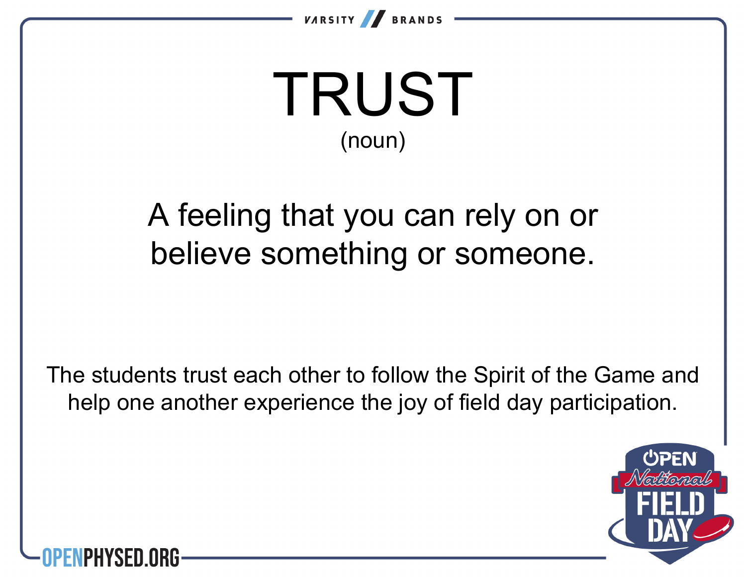# TRUST

(noun)

A feeling that you can rely on or believe something or someone.

The students trust each other to follow the Spirit of the Game and help one another experience the joy of field day participation.